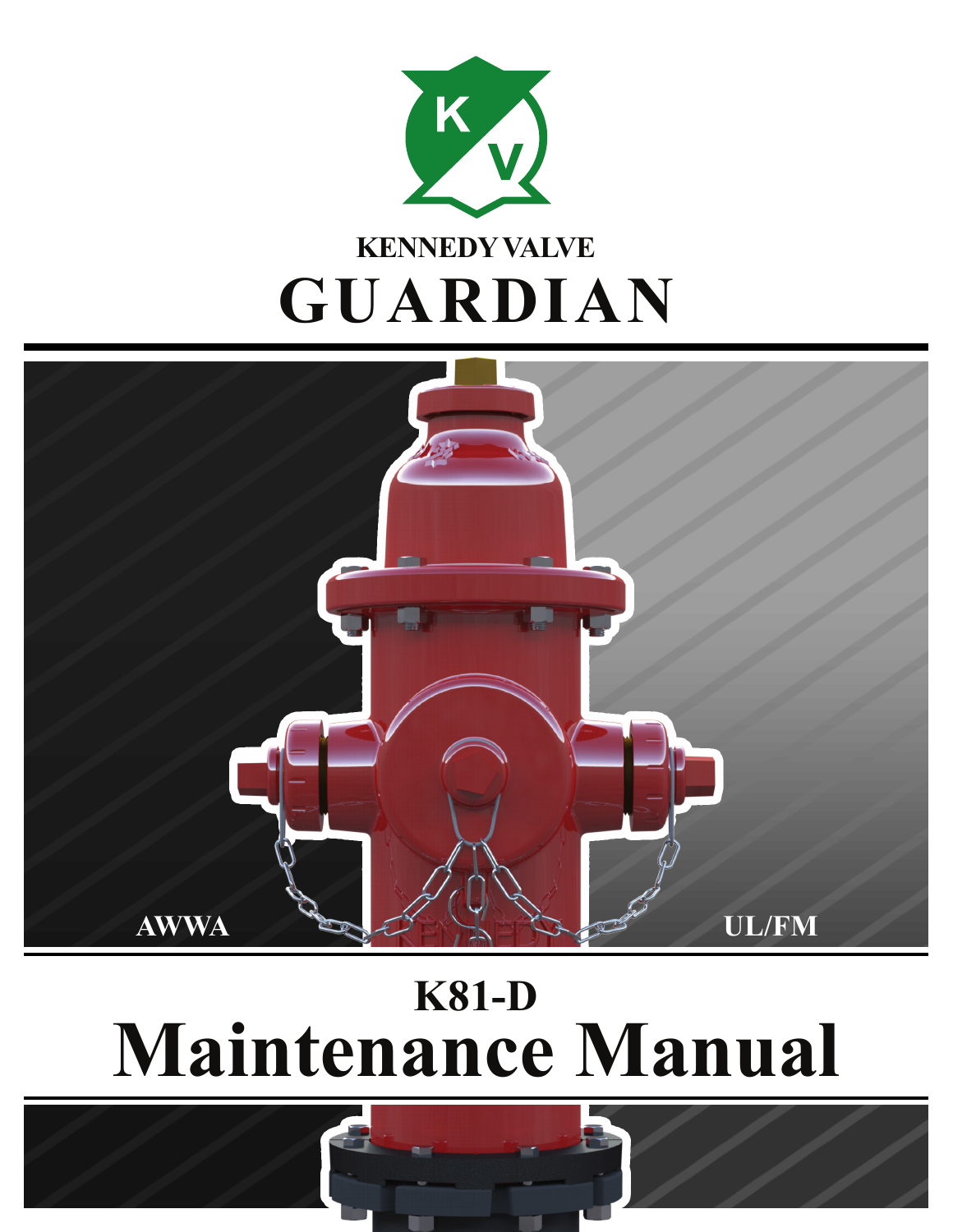KENNEDY VALVE

# GUARDIAN

AWWA

UL/FM

## K81-D

# Maintenance Manual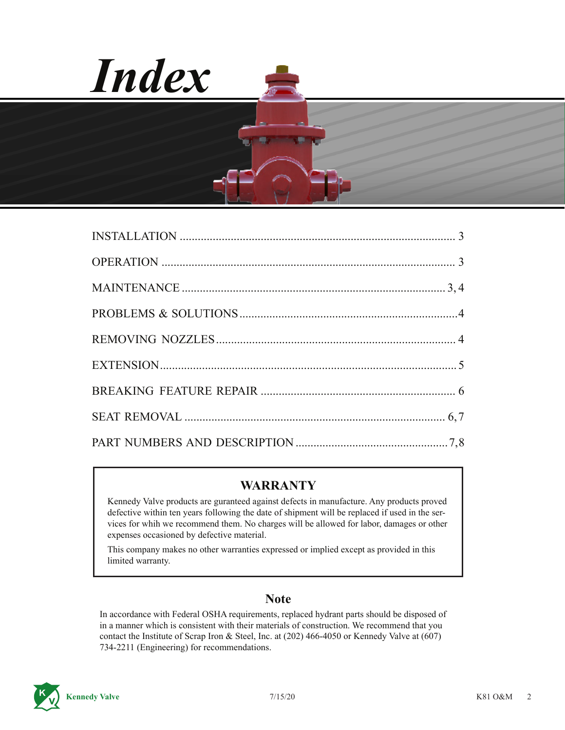# *Index*

| | |
|---|---|
| INSTALLATION | 3 |
| OPERATION | 3 |
| MAINTENANCE | 3, 4 |
| PROBLEMS & SOLUTIONS | 4 |
| REMOVING NOZZLES | 4 |
| EXTENSION | 5 |
| BREAKING FEATURE REPAIR | 6 |
| SEAT REMOVAL | 6, 7 |
| PART NUMBERS AND DESCRIPTION | 7, 8 |

## WARRANTY

Kennedy Valve products are guranteed against defects in manufacture. Any products proved defective within ten years following the date of shipment will be replaced if used in the services for whih we recommend them. No charges will be allowed for labor, damages or other expenses occasioned by defective material.

This company makes no other warranties expressed or implied except as provided in this limited warranty.

## Note

In accordance with Federal OSHA requirements, replaced hydrant parts should be disposed of in a manner which is consistent with their materials of construction. We recommend that you contact the Institute of Scrap Iron & Steel, Inc. at (202) 466-4050 or Kennedy Valve at (607) 734-2211 (Engineering) for recommendations.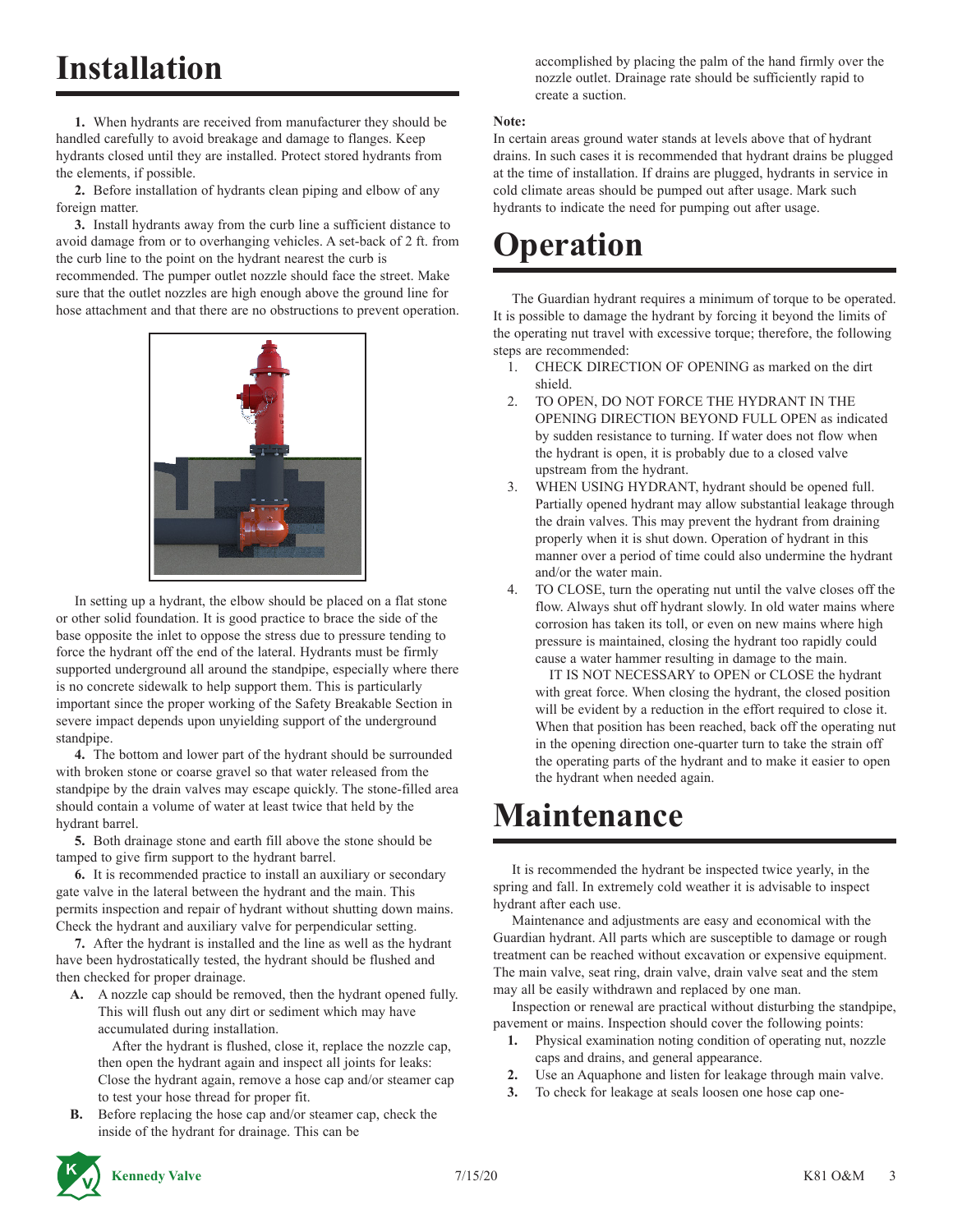# Installation

**1.** When hydrants are received from manufacturer they should be handled carefully to avoid breakage and damage to flanges. Keep hydrants closed until they are installed. Protect stored hydrants from the elements, if possible.

**2.** Before installation of hydrants clean piping and elbow of any foreign matter.

**3.** Install hydrants away from the curb line a sufficient distance to avoid damage from or to overhanging vehicles. A set-back of 2 ft. from the curb line to the point on the hydrant nearest the curb is recommended. The pumper outlet nozzle should face the street. Make sure that the outlet nozzles are high enough above the ground line for hose attachment and that there are no obstructions to prevent operation.

In setting up a hydrant, the elbow should be placed on a flat stone or other solid foundation. It is good practice to brace the side of the base opposite the inlet to oppose the stress due to pressure tending to force the hydrant off the end of the lateral. Hydrants must be firmly supported underground all around the standpipe, especially where there is no concrete sidewalk to help support them. This is particularly important since the proper working of the Safety Breakable Section in severe impact depends upon unyielding support of the underground standpipe.

**4.** The bottom and lower part of the hydrant should be surrounded with broken stone or coarse gravel so that water released from the standpipe by the drain valves may escape quickly. The stone-filled area should contain a volume of water at least twice that held by the hydrant barrel.

**5.** Both drainage stone and earth fill above the stone should be tamped to give firm support to the hydrant barrel.

**6.** It is recommended practice to install an auxiliary or secondary gate valve in the lateral between the hydrant and the main. This permits inspection and repair of hydrant without shutting down mains. Check the hydrant and auxiliary valve for perpendicular setting.

**7.** After the hydrant is installed and the line as well as the hydrant have been hydrostatically tested, the hydrant should be flushed and then checked for proper drainage.

**A.** A nozzle cap should be removed, then the hydrant opened fully. This will flush out any dirt or sediment which may have accumulated during installation.

After the hydrant is flushed, close it, replace the nozzle cap, then open the hydrant again and inspect all joints for leaks: Close the hydrant again, remove a hose cap and/or steamer cap to test your hose thread for proper fit.

**B.** Before replacing the hose cap and/or steamer cap, check the inside of the hydrant for drainage. This can be accomplished by placing the palm of the hand firmly over the nozzle outlet. Drainage rate should be sufficiently rapid to create a suction.

**Note:**
In certain areas ground water stands at levels above that of hydrant drains. In such cases it is recommended that hydrant drains be plugged at the time of installation. If drains are plugged, hydrants in service in cold climate areas should be pumped out after usage. Mark such hydrants to indicate the need for pumping out after usage.

# Operation

The Guardian hydrant requires a minimum of torque to be operated. It is possible to damage the hydrant by forcing it beyond the limits of the operating nut travel with excessive torque; therefore, the following steps are recommended:

1. CHECK DIRECTION OF OPENING as marked on the dirt shield.
2. TO OPEN, DO NOT FORCE THE HYDRANT IN THE OPENING DIRECTION BEYOND FULL OPEN as indicated by sudden resistance to turning. If water does not flow when the hydrant is open, it is probably due to a closed valve upstream from the hydrant.
3. WHEN USING HYDRANT, hydrant should be opened full. Partially opened hydrant may allow substantial leakage through the drain valves. This may prevent the hydrant from draining properly when it is shut down. Operation of hydrant in this manner over a period of time could also undermine the hydrant and/or the water main.
4. TO CLOSE, turn the operating nut until the valve closes off the flow. Always shut off hydrant slowly. In old water mains where corrosion has taken its toll, or even on new mains where high pressure is maintained, closing the hydrant too rapidly could cause a water hammer resulting in damage to the main.

   IT IS NOT NECESSARY to OPEN or CLOSE the hydrant with great force. When closing the hydrant, the closed position will be evident by a reduction in the effort required to close it. When that position has been reached, back off the operating nut in the opening direction one-quarter turn to take the strain off the operating parts of the hydrant and to make it easier to open the hydrant when needed again.

# Maintenance

It is recommended the hydrant be inspected twice yearly, in the spring and fall. In extremely cold weather it is advisable to inspect hydrant after each use.

Maintenance and adjustments are easy and economical with the Guardian hydrant. All parts which are susceptible to damage or rough treatment can be reached without excavation or expensive equipment. The main valve, seat ring, drain valve, drain valve seat and the stem may all be easily withdrawn and replaced by one man.

Inspection or renewal are practical without disturbing the standpipe, pavement or mains. Inspection should cover the following points:

1. Physical examination noting condition of operating nut, nozzle caps and drains, and general appearance.
2. Use an Aquaphone and listen for leakage through main valve.
3. To check for leakage at seals loosen one hose cap one-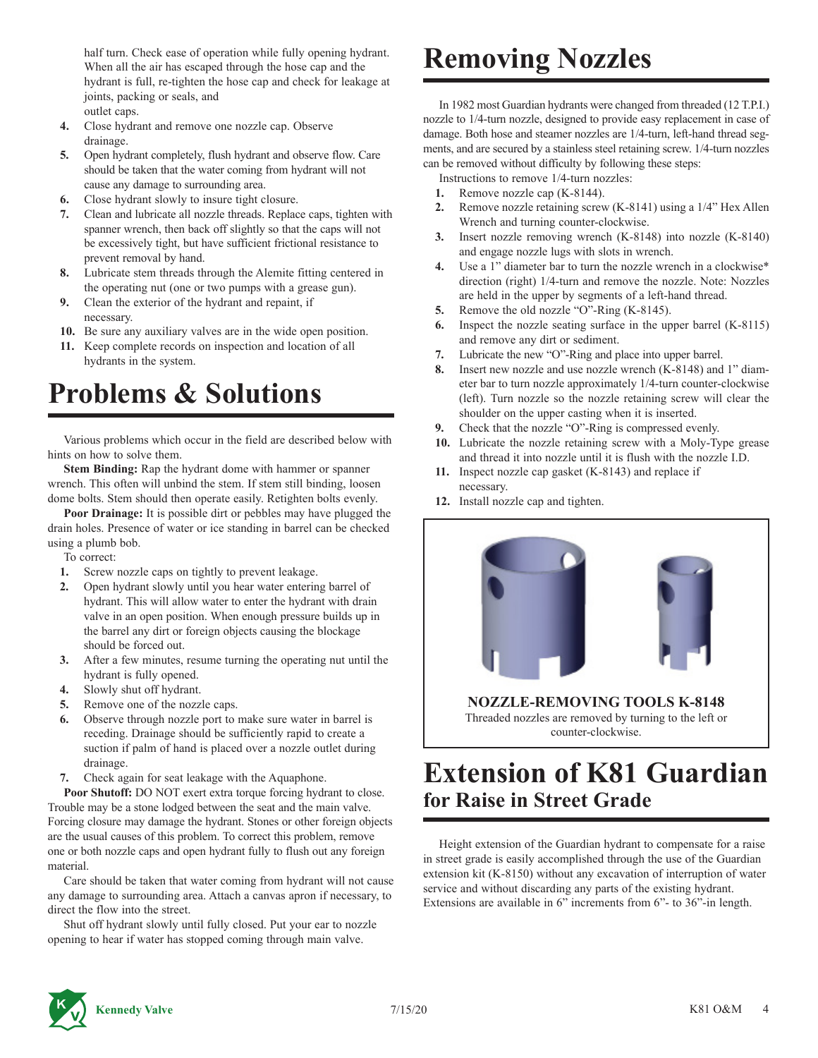half turn. Check ease of operation while fully opening hydrant. When all the air has escaped through the hose cap and the hydrant is full, re-tighten the hose cap and check for leakage at joints, packing or seals, and outlet caps.

4. Close hydrant and remove one nozzle cap. Observe drainage.
5. Open hydrant completely, flush hydrant and observe flow. Care should be taken that the water coming from hydrant will not cause any damage to surrounding area.
6. Close hydrant slowly to insure tight closure.
7. Clean and lubricate all nozzle threads. Replace caps, tighten with spanner wrench, then back off slightly so that the caps will not be excessively tight, but have sufficient frictional resistance to prevent removal by hand.
8. Lubricate stem threads through the Alemite fitting centered in the operating nut (one or two pumps with a grease gun).
9. Clean the exterior of the hydrant and repaint, if necessary.
10. Be sure any auxiliary valves are in the wide open position.
11. Keep complete records on inspection and location of all hydrants in the system.

# Problems & Solutions

Various problems which occur in the field are described below with hints on how to solve them.

**Stem Binding:** Rap the hydrant dome with hammer or spanner wrench. This often will unbind the stem. If stem still binding, loosen dome bolts. Stem should then operate easily. Retighten bolts evenly.

**Poor Drainage:** It is possible dirt or pebbles may have plugged the drain holes. Presence of water or ice standing in barrel can be checked using a plumb bob.

To correct:

1. Screw nozzle caps on tightly to prevent leakage.
2. Open hydrant slowly until you hear water entering barrel of hydrant. This will allow water to enter the hydrant with drain valve in an open position. When enough pressure builds up in the barrel any dirt or foreign objects causing the blockage should be forced out.
3. After a few minutes, resume turning the operating nut until the hydrant is fully opened.
4. Slowly shut off hydrant.
5. Remove one of the nozzle caps.
6. Observe through nozzle port to make sure water in barrel is receding. Drainage should be sufficiently rapid to create a suction if palm of hand is placed over a nozzle outlet during drainage.
7. Check again for seat leakage with the Aquaphone.

**Poor Shutoff:** DO NOT exert extra torque forcing hydrant to close. Trouble may be a stone lodged between the seat and the main valve. Forcing closure may damage the hydrant. Stones or other foreign objects are the usual causes of this problem. To correct this problem, remove one or both nozzle caps and open hydrant fully to flush out any foreign material.

Care should be taken that water coming from hydrant will not cause any damage to surrounding area. Attach a canvas apron if necessary, to direct the flow into the street.

Shut off hydrant slowly until fully closed. Put your ear to nozzle opening to hear if water has stopped coming through main valve.

# Removing Nozzles

In 1982 most Guardian hydrants were changed from threaded (12 T.P.I.) nozzle to 1/4-turn nozzle, designed to provide easy replacement in case of damage. Both hose and steamer nozzles are 1/4-turn, left-hand thread segments, and are secured by a stainless steel retaining screw. 1/4-turn nozzles can be removed without difficulty by following these steps:

Instructions to remove 1/4-turn nozzles:

1. Remove nozzle cap (K-8144).
2. Remove nozzle retaining screw (K-8141) using a 1/4" Hex Allen Wrench and turning counter-clockwise.
3. Insert nozzle removing wrench (K-8148) into nozzle (K-8140) and engage nozzle lugs with slots in wrench.
4. Use a 1" diameter bar to turn the nozzle wrench in a clockwise* direction (right) 1/4-turn and remove the nozzle. Note: Nozzles are held in the upper by segments of a left-hand thread.
5. Remove the old nozzle "O"-Ring (K-8145).
6. Inspect the nozzle seating surface in the upper barrel (K-8115) and remove any dirt or sediment.
7. Lubricate the new "O"-Ring and place into upper barrel.
8. Insert new nozzle and use nozzle wrench (K-8148) and 1" diameter bar to turn nozzle approximately 1/4-turn counter-clockwise (left). Turn nozzle so the nozzle retaining screw will clear the shoulder on the upper casting when it is inserted.
9. Check that the nozzle "O"-Ring is compressed evenly.
10. Lubricate the nozzle retaining screw with a Moly-Type grease and thread it into nozzle until it is flush with the nozzle I.D.
11. Inspect nozzle cap gasket (K-8143) and replace if necessary.
12. Install nozzle cap and tighten.

**NOZZLE-REMOVING TOOLS K-8148**

Threaded nozzles are removed by turning to the left or counter-clockwise.

# Extension of K81 Guardian
## for Raise in Street Grade

Height extension of the Guardian hydrant to compensate for a raise in street grade is easily accomplished through the use of the Guardian extension kit (K-8150) without any excavation of interruption of water service and without discarding any parts of the existing hydrant. Extensions are available in 6" increments from 6"- to 36"-in length.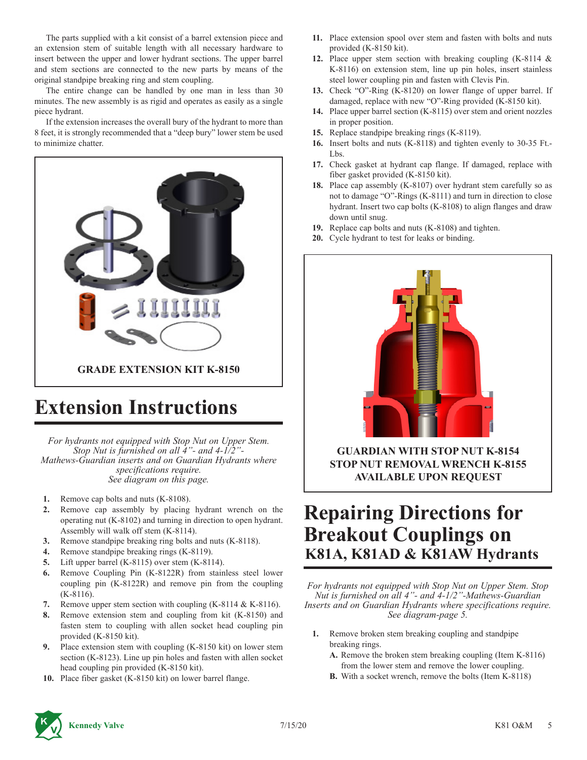The parts supplied with a kit consist of a barrel extension piece and an extension stem of suitable length with all necessary hardware to insert between the upper and lower hydrant sections. The upper barrel and stem sections are connected to the new parts by means of the original standpipe breaking ring and stem coupling.

The entire change can be handled by one man in less than 30 minutes. The new assembly is as rigid and operates as easily as a single piece hydrant.

If the extension increases the overall bury of the hydrant to more than 8 feet, it is strongly recommended that a "deep bury" lower stem be used to minimize chatter.

**GRADE EXTENSION KIT K-8150**

# Extension Instructions

*For hydrants not equipped with Stop Nut on Upper Stem. Stop Nut is furnished on all 4"- and 4-1/2"- Mathews-Guardian inserts and on Guardian Hydrants where specifications require. See diagram on this page.*

1. Remove cap bolts and nuts (K-8108).
2. Remove cap assembly by placing hydrant wrench on the operating nut (K-8102) and turning in direction to open hydrant. Assembly will walk off stem (K-8114).
3. Remove standpipe breaking ring bolts and nuts (K-8118).
4. Remove standpipe breaking rings (K-8119).
5. Lift upper barrel (K-8115) over stem (K-8114).
6. Remove Coupling Pin (K-8122R) from stainless steel lower coupling pin (K-8122R) and remove pin from the coupling (K-8116).
7. Remove upper stem section with coupling (K-8114 & K-8116).
8. Remove extension stem and coupling from kit (K-8150) and fasten stem to coupling with allen socket head coupling pin provided (K-8150 kit).
9. Place extension stem with coupling (K-8150 kit) on lower stem section (K-8123). Line up pin holes and fasten with allen socket head coupling pin provided (K-8150 kit).
10. Place fiber gasket (K-8150 kit) on lower barrel flange.
11. Place extension spool over stem and fasten with bolts and nuts provided (K-8150 kit).
12. Place upper stem section with breaking coupling (K-8114 & K-8116) on extension stem, line up pin holes, insert stainless steel lower coupling pin and fasten with Clevis Pin.
13. Check "O"-Ring (K-8120) on lower flange of upper barrel. If damaged, replace with new "O"-Ring provided (K-8150 kit).
14. Place upper barrel section (K-8115) over stem and orient nozzles in proper position.
15. Replace standpipe breaking rings (K-8119).
16. Insert bolts and nuts (K-8118) and tighten evenly to 30-35 Ft.-Lbs.
17. Check gasket at hydrant cap flange. If damaged, replace with fiber gasket provided (K-8150 kit).
18. Place cap assembly (K-8107) over hydrant stem carefully so as not to damage "O"-Rings (K-8111) and turn in direction to close hydrant. Insert two cap bolts (K-8108) to align flanges and draw down until snug.
19. Replace cap bolts and nuts (K-8108) and tighten.
20. Cycle hydrant to test for leaks or binding.

**GUARDIAN WITH STOP NUT K-8154**
**STOP NUT REMOVAL WRENCH K-8155**
**AVAILABLE UPON REQUEST**

# Repairing Directions for Breakout Couplings on
## K81A, K81AD & K81AW Hydrants

*For hydrants not equipped with Stop Nut on Upper Stem. Stop Nut is furnished on all 4"- and 4-1/2"-Mathews-Guardian Inserts and on Guardian Hydrants where specifications require. See diagram-page 5.*

1. Remove broken stem breaking coupling and standpipe breaking rings.
   - **A.** Remove the broken stem breaking coupling (Item K-8116) from the lower stem and remove the lower coupling.
   - **B.** With a socket wrench, remove the bolts (Item K-8118)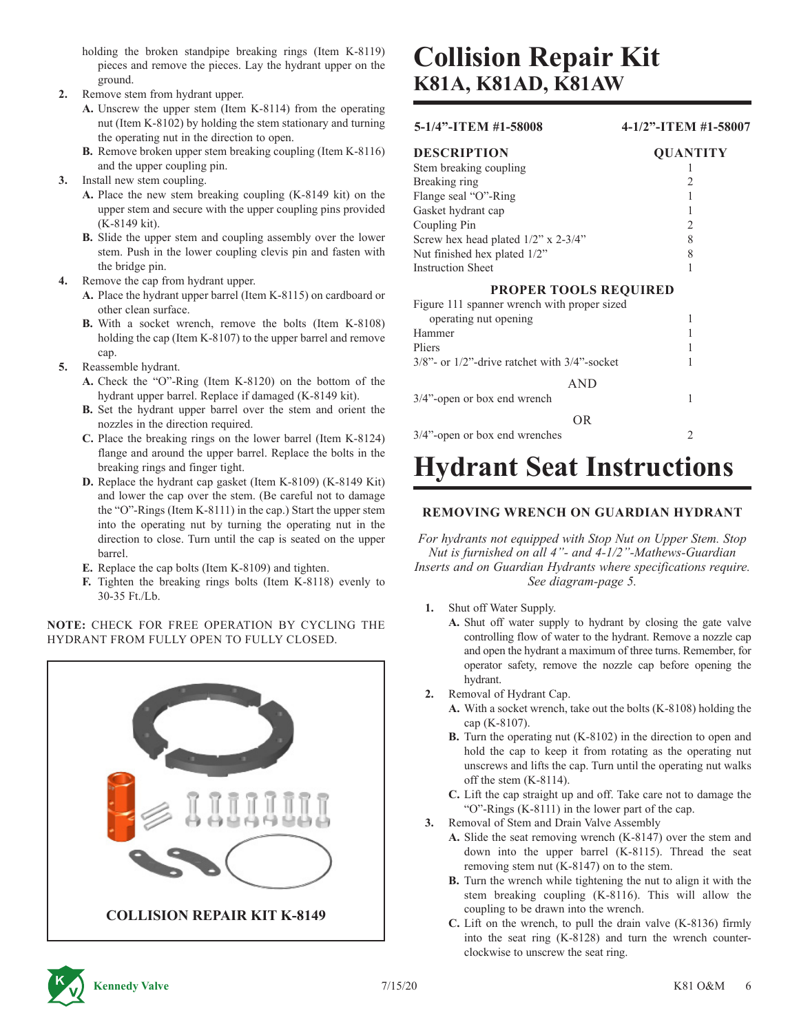holding the broken standpipe breaking rings (Item K-8119) pieces and remove the pieces. Lay the hydrant upper on the ground.

2. Remove stem from hydrant upper.
   - **A.** Unscrew the upper stem (Item K-8114) from the operating nut (Item K-8102) by holding the stem stationary and turning the operating nut in the direction to open.
   - **B.** Remove broken upper stem breaking coupling (Item K-8116) and the upper coupling pin.
3. Install new stem coupling.
   - **A.** Place the new stem breaking coupling (K-8149 kit) on the upper stem and secure with the upper coupling pins provided (K-8149 kit).
   - **B.** Slide the upper stem and coupling assembly over the lower stem. Push in the lower coupling clevis pin and fasten with the bridge pin.
4. Remove the cap from hydrant upper.
   - **A.** Place the hydrant upper barrel (Item K-8115) on cardboard or other clean surface.
   - **B.** With a socket wrench, remove the bolts (Item K-8108) holding the cap (Item K-8107) to the upper barrel and remove cap.
5. Reassemble hydrant.
   - **A.** Check the "O"-Ring (Item K-8120) on the bottom of the hydrant upper barrel. Replace if damaged (K-8149 kit).
   - **B.** Set the hydrant upper barrel over the stem and orient the nozzles in the direction required.
   - **C.** Place the breaking rings on the lower barrel (Item K-8124) flange and around the upper barrel. Replace the bolts in the breaking rings and finger tight.
   - **D.** Replace the hydrant cap gasket (Item K-8109) (K-8149 Kit) and lower the cap over the stem. (Be careful not to damage the "O"-Rings (Item K-8111) in the cap.) Start the upper stem into the operating nut by turning the operating nut in the direction to close. Turn until the cap is seated on the upper barrel.
   - **E.** Replace the cap bolts (Item K-8109) and tighten.
   - **F.** Tighten the breaking rings bolts (Item K-8118) evenly to 30-35 Ft./Lb.

**NOTE:** CHECK FOR FREE OPERATION BY CYCLING THE HYDRANT FROM FULLY OPEN TO FULLY CLOSED.

**COLLISION REPAIR KIT K-8149**

# Collision Repair Kit
## K81A, K81AD, K81AW

**5-1/4"-ITEM #1-58008** **4-1/2"-ITEM #1-58007**

| DESCRIPTION | QUANTITY |
|---|---|
| Stem breaking coupling | 1 |
| Breaking ring | 2 |
| Flange seal "O"-Ring | 1 |
| Gasket hydrant cap | 1 |
| Coupling Pin | 2 |
| Screw hex head plated 1/2" x 2-3/4" | 8 |
| Nut finished hex plated 1/2" | 8 |
| Instruction Sheet | 1 |

**PROPER TOOLS REQUIRED**

| | |
|---|---|
| Figure 111 spanner wrench with proper sized operating nut opening | 1 |
| Hammer | 1 |
| Pliers | 1 |
| 3/8"- or 1/2"-drive ratchet with 3/4"-socket | 1 |
| AND | |
| 3/4"-open or box end wrench | 1 |
| OR | |
| 3/4"-open or box end wrenches | 2 |

# Hydrant Seat Instructions

### REMOVING WRENCH ON GUARDIAN HYDRANT

*For hydrants not equipped with Stop Nut on Upper Stem. Stop Nut is furnished on all 4"- and 4-1/2"-Mathews-Guardian Inserts and on Guardian Hydrants where specifications require. See diagram-page 5.*

1. Shut off Water Supply.
   - **A.** Shut off water supply to hydrant by closing the gate valve controlling flow of water to the hydrant. Remove a nozzle cap and open the hydrant a maximum of three turns. Remember, for operator safety, remove the nozzle cap before opening the hydrant.
2. Removal of Hydrant Cap.
   - **A.** With a socket wrench, take out the bolts (K-8108) holding the cap (K-8107).
   - **B.** Turn the operating nut (K-8102) in the direction to open and hold the cap to keep it from rotating as the operating nut unscrews and lifts the cap. Turn until the operating nut walks off the stem (K-8114).
   - **C.** Lift the cap straight up and off. Take care not to damage the "O"-Rings (K-8111) in the lower part of the cap.
3. Removal of Stem and Drain Valve Assembly
   - **A.** Slide the seat removing wrench (K-8147) over the stem and down into the upper barrel (K-8115). Thread the seat removing stem nut (K-8147) on to the stem.
   - **B.** Turn the wrench while tightening the nut to align it with the stem breaking coupling (K-8116). This will allow the coupling to be drawn into the wrench.
   - **C.** Lift on the wrench, to pull the drain valve (K-8136) firmly into the seat ring (K-8128) and turn the wrench counter-clockwise to unscrew the seat ring.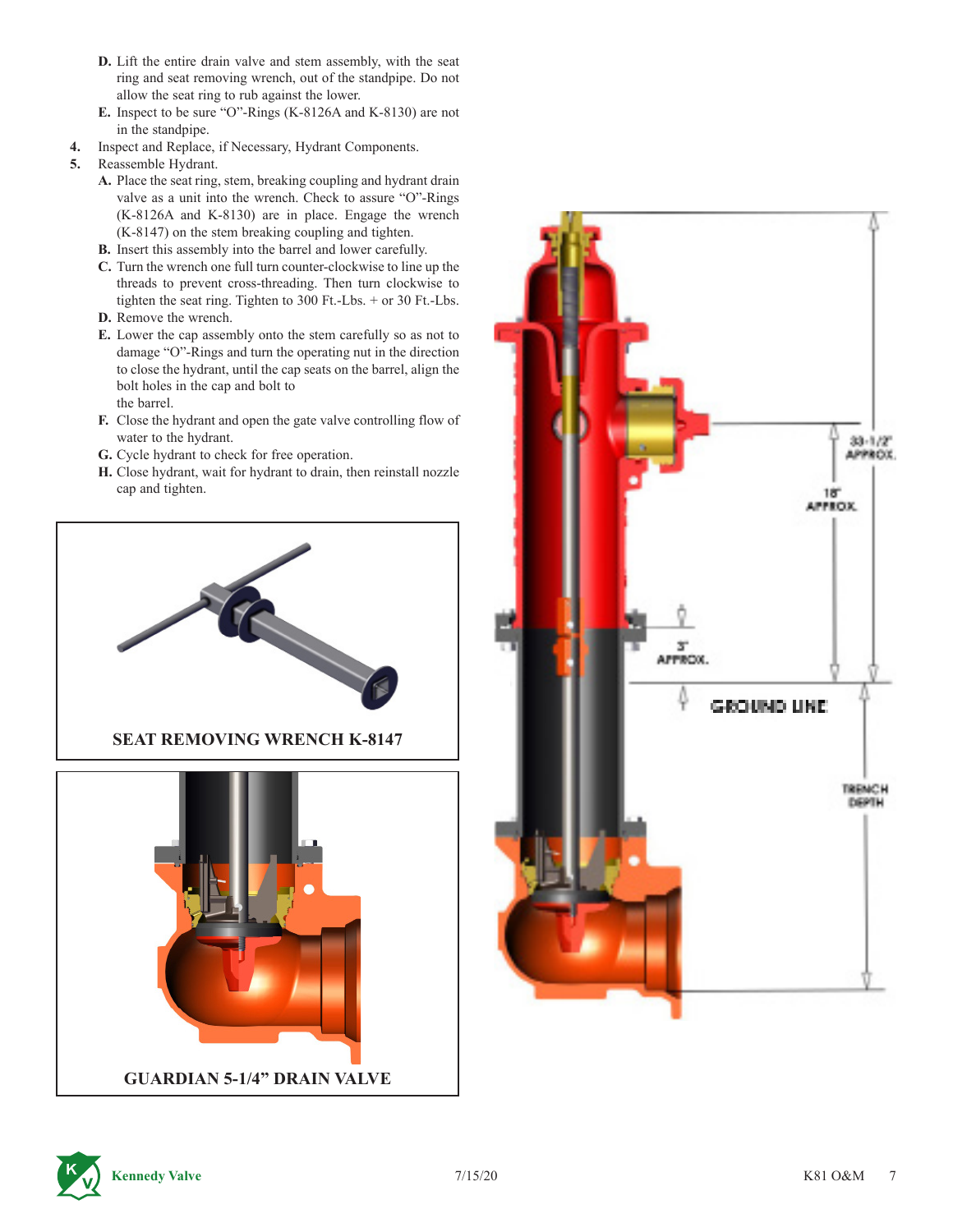D. Lift the entire drain valve and stem assembly, with the seat ring and seat removing wrench, out of the standpipe. Do not allow the seat ring to rub against the lower.

E. Inspect to be sure "O"-Rings (K-8126A and K-8130) are not in the standpipe.

4. Inspect and Replace, if Necessary, Hydrant Components.

5. Reassemble Hydrant.

   A. Place the seat ring, stem, breaking coupling and hydrant drain valve as a unit into the wrench. Check to assure "O"-Rings (K-8126A and K-8130) are in place. Engage the wrench (K-8147) on the stem breaking coupling and tighten.

   B. Insert this assembly into the barrel and lower carefully.

   C. Turn the wrench one full turn counter-clockwise to line up the threads to prevent cross-threading. Then turn clockwise to tighten the seat ring. Tighten to 300 Ft.-Lbs. + or 30 Ft.-Lbs.

   D. Remove the wrench.

   E. Lower the cap assembly onto the stem carefully so as not to damage "O"-Rings and turn the operating nut in the direction to close the hydrant, until the cap seats on the barrel, align the bolt holes in the cap and bolt to the barrel.

   F. Close the hydrant and open the gate valve controlling flow of water to the hydrant.

   G. Cycle hydrant to check for free operation.

   H. Close hydrant, wait for hydrant to drain, then reinstall nozzle cap and tighten.

SEAT REMOVING WRENCH K-8147

GUARDIAN 5-1/4" DRAIN VALVE

33-1/2" APPROX.

18" APPROX.

3" APPROX.

GROUND LINE

TRENCH DEPTH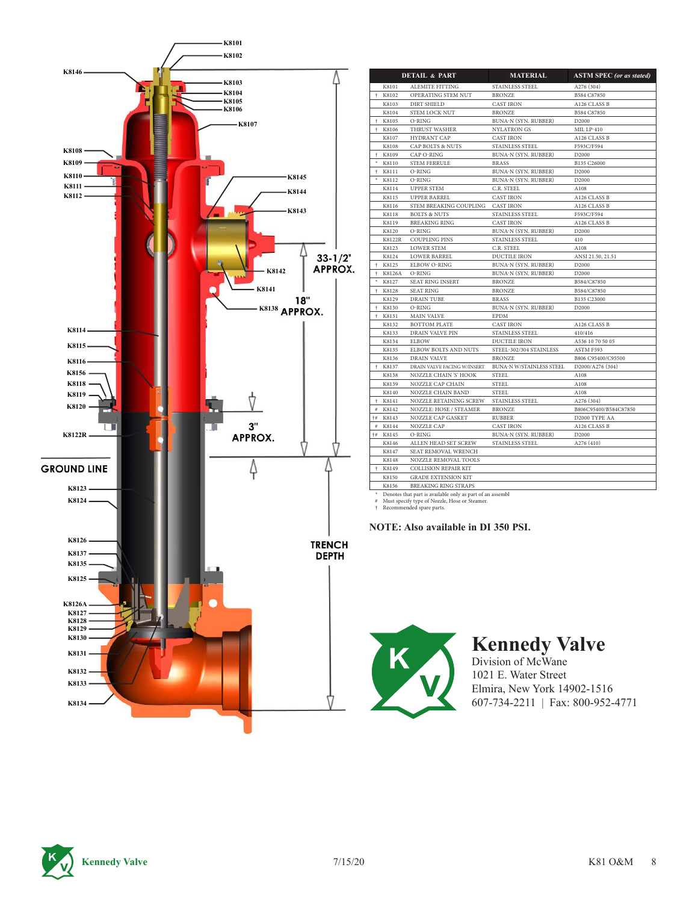K8101
K8102
K8146
K8103
K8104
K8105
K8106
K8107
K8108
K8109
K8110
K8111
K8112
K8145
K8144
K8143
K8142
K8141
K8138
33-1/2" APPROX.
18" APPROX.
K8114
K8115
K8116
K8156
K8118
K8119
K8120
K8122R
3" APPROX.
GROUND LINE
K8123
K8124
TRENCH DEPTH
K8126
K8137
K8135
K8125
K8126A
K8127
K8128
K8129
K8130
K8131
K8132
K8133
K8134

| | DETAIL & PART | | MATERIAL | ASTM SPEC *(or as stated)* |
|---|---|---|---|---|
| | K8101 | ALEMITE FITTING | STAINLESS STEEL | A276 (304) |
| † | K8102 | OPERATING STEM NUT | BRONZE | B584 C87850 |
| | K8103 | DIRT SHIELD | CAST IRON | A126 CLASS B |
| | K8104 | STEM LOCK NUT | BRONZE | B584 C87850 |
| † | K8105 | O-RING | BUNA-N (SYN. RUBBER) | D2000 |
| † | K8106 | THRUST WASHER | NYLATRON GS | MIL LP-410 |
| | K8107 | HYDRANT CAP | CAST IRON | A126 CLASS B |
| | K8108 | CAP BOLTS & NUTS | STAINLESS STEEL | F593C/F594 |
| † | K8109 | CAP O-RING | BUNA-N (SYN. RUBBER) | D2000 |
| * | K8110 | STEM FERRULE | BRASS | B135 C26000 |
| † | K8111 | O-RING | BUNA-N (SYN. RUBBER) | D2000 |
| * | K8112 | O-RING | BUNA-N (SYN. RUBBER) | D2000 |
| | K8114 | UPPER STEM | C.R. STEEL | A108 |
| | K8115 | UPPER BARREL | CAST IRON | A126 CLASS B |
| | K8116 | STEM BREAKING COUPLING | CAST IRON | A126 CLASS B |
| | K8118 | BOLTS & NUTS | STAINLESS STEEL | F593C/F594 |
| | K8119 | BREAKING RING | CAST IRON | A126 CLASS B |
| | K8120 | O-RING | BUNA-N (SYN. RUBBER) | D2000 |
| | K8122R | COUPLING PINS | STAINLESS STEEL | 410 |
| | K8123 | LOWER STEM | C.R. STEEL | A108 |
| | K8124 | LOWER BARREL | DUCTILE IRON | ANSI 21.50, 21.51 |
| † | K8125 | ELBOW O-RING | BUNA-N (SYN. RUBBER) | D2000 |
| † | K8126A | O-RING | BUNA-N (SYN. RUBBER) | D2000 |
| * | K8127 | SEAT RING INSERT | BRONZE | B584/C87850 |
| † | K8128 | SEAT RING | BRONZE | B584/C87850 |
| | K8129 | DRAIN TUBE | BRASS | B135 C23000 |
| † | K8130 | O-RING | BUNA-N (SYN. RUBBER) | D2000 |
| † | K8131 | MAIN VALVE | EPDM | |
| | K8132 | BOTTOM PLATE | CAST IRON | A126 CLASS B |
| | K8133 | DRAIN VALVE PIN | STAINLESS STEEL | 410/416 |
| | K8134 | ELBOW | DUCTILE IRON | A536 10 70 50 05 |
| | K8135 | ELBOW BOLTS AND NUTS | STEEL-302/304 STAINLESS | ASTM F593 |
| | K8136 | DRAIN VALVE | BRONZE | B806 C95400/C95500 |
| † | K8137 | DRAIN VALVE FACING W/INSERT | BUNA-N W/STAINLESS STEEL | D2000/A276 (304) |
| | K8138 | NOZZLE CHAIN 'S' HOOK | STEEL | A108 |
| | K8139 | NOZZLE CAP CHAIN | STEEL | A108 |
| | K8140 | NOZZLE CHAIN BAND | STEEL | A108 |
| † | K8141 | NOZZLE RETAINING SCREW | STAINLESS STEEL | A276 (304) |
| # | K8142 | NOZZLE: HOSE / STEAMER | BRONZE | B806C95400/B584C87850 |
| †# | K8143 | NOZZLE CAP GASKET | RUBBER | D2000 TYPE AA |
| # | K8144 | NOZZLE CAP | CAST IRON | A126 CLASS B |
| †# | K8145 | O-RING | BUNA-N (SYN. RUBBER) | D2000 |
| | K8146 | ALLEN HEAD SET SCREW | STAINLESS STEEL | A276 (410) |
| | K8147 | SEAT REMOVAL WRENCH | | |
| | K8148 | NOZZLE REMOVAL TOOLS | | |
| † | K8149 | COLLISION REPAIR KIT | | |
| | K8150 | GRADE EXTENSION KIT | | |
| | K8156 | BREAKING RING STRAPS | | |

\* Denotes that part is available only as part of an assembl
\# Must specify type of Nozzle, Hose or Steamer.
† Recommended spare parts.

**NOTE: Also available in DI 350 PSI.**

**Kennedy Valve**
Division of McWane
1021 E. Water Street
Elmira, New York 14902-1516
607-734-2211 | Fax: 800-952-4771